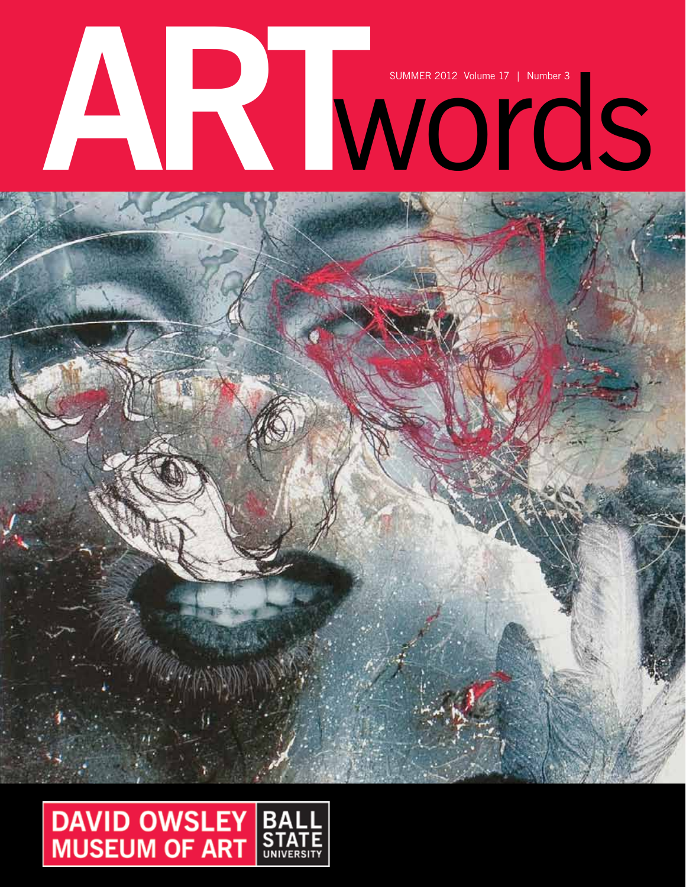# ARTwords

SUMMER 2012 Volume 17 | Number 3

DAVID OWSLEY MUSEUM OF ART | BALL STATE UNIVERSITY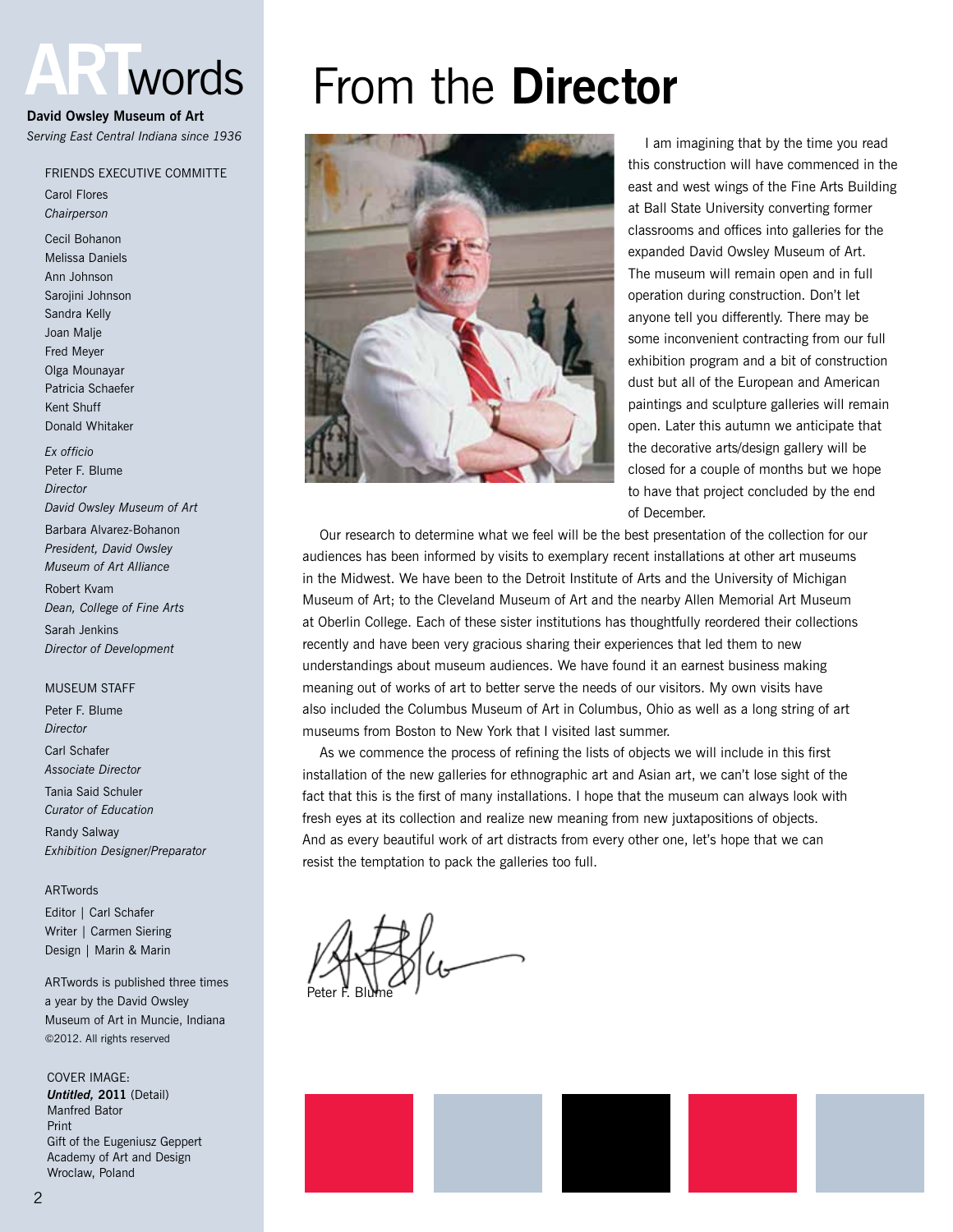# ARTwords

**David Owsley Museum of Art**

*Serving East Central Indiana since 1936*

FRIENDS EXECUTIVE COMMITTE

Carol Flores
*Chairperson*

Cecil Bohanon
Melissa Daniels
Ann Johnson
Sarojini Johnson
Sandra Kelly
Joan Malje
Fred Meyer
Olga Mounayar
Patricia Schaefer
Kent Shuff
Donald Whitaker

*Ex officio*

Peter F. Blume
*Director*
*David Owsley Museum of Art*

Barbara Alvarez-Bohanon
*President, David Owsley Museum of Art Alliance*

Robert Kvam
*Dean, College of Fine Arts*

Sarah Jenkins
*Director of Development*

MUSEUM STAFF

Peter F. Blume
*Director*

Carl Schafer
*Associate Director*

Tania Said Schuler
*Curator of Education*

Randy Salway
*Exhibition Designer/Preparator*

ARTwords

Editor | Carl Schafer
Writer | Carmen Siering
Design | Marin & Marin

ARTwords is published three times a year by the David Owsley Museum of Art in Muncie, Indiana
©2012. All rights reserved

COVER IMAGE:
***Untitled,* 2011** (Detail)
Manfred Bator
Print
Gift of the Eugeniusz Geppert Academy of Art and Design
Wroclaw, Poland

# From the **Director**

I am imagining that by the time you read this construction will have commenced in the east and west wings of the Fine Arts Building at Ball State University converting former classrooms and offices into galleries for the expanded David Owsley Museum of Art. The museum will remain open and in full operation during construction. Don't let anyone tell you differently. There may be some inconvenient contracting from our full exhibition program and a bit of construction dust but all of the European and American paintings and sculpture galleries will remain open. Later this autumn we anticipate that the decorative arts/design gallery will be closed for a couple of months but we hope to have that project concluded by the end of December.

Our research to determine what we feel will be the best presentation of the collection for our audiences has been informed by visits to exemplary recent installations at other art museums in the Midwest. We have been to the Detroit Institute of Arts and the University of Michigan Museum of Art; to the Cleveland Museum of Art and the nearby Allen Memorial Art Museum at Oberlin College. Each of these sister institutions has thoughtfully reordered their collections recently and have been very gracious sharing their experiences that led them to new understandings about museum audiences. We have found it an earnest business making meaning out of works of art to better serve the needs of our visitors. My own visits have also included the Columbus Museum of Art in Columbus, Ohio as well as a long string of art museums from Boston to New York that I visited last summer.

As we commence the process of refining the lists of objects we will include in this first installation of the new galleries for ethnographic art and Asian art, we can't lose sight of the fact that this is the first of many installations. I hope that the museum can always look with fresh eyes at its collection and realize new meaning from new juxtapositions of objects. And as every beautiful work of art distracts from every other one, let's hope that we can resist the temptation to pack the galleries too full.

Peter F. Blume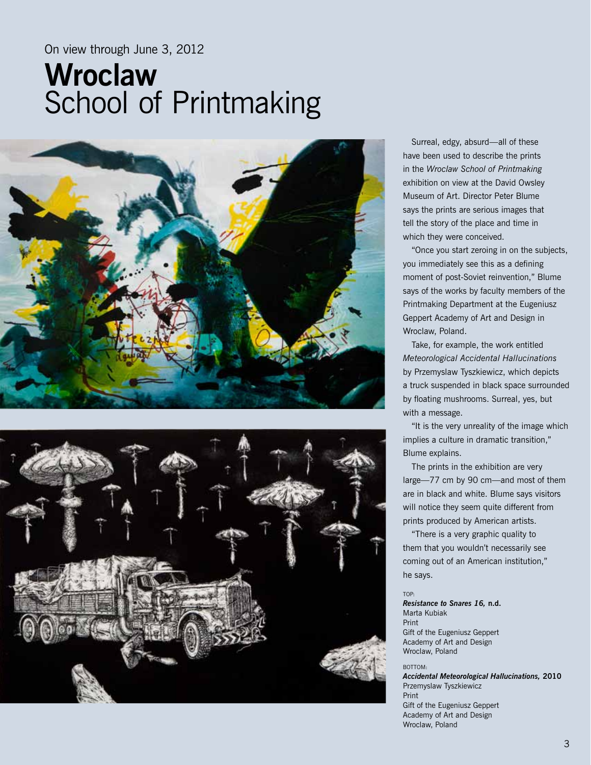On view through June 3, 2012

# **Wroclaw** School of Printmaking

Surreal, edgy, absurd—all of these have been used to describe the prints in the *Wroclaw School of Printmaking* exhibition on view at the David Owsley Museum of Art. Director Peter Blume says the prints are serious images that tell the story of the place and time in which they were conceived.

"Once you start zeroing in on the subjects, you immediately see this as a defining moment of post-Soviet reinvention," Blume says of the works by faculty members of the Printmaking Department at the Eugeniusz Geppert Academy of Art and Design in Wroclaw, Poland.

Take, for example, the work entitled *Meteorological Accidental Hallucinations* by Przemyslaw Tyszkiewicz, which depicts a truck suspended in black space surrounded by floating mushrooms. Surreal, yes, but with a message.

"It is the very unreality of the image which implies a culture in dramatic transition," Blume explains.

The prints in the exhibition are very large—77 cm by 90 cm—and most of them are in black and white. Blume says visitors will notice they seem quite different from prints produced by American artists.

"There is a very graphic quality to them that you wouldn't necessarily see coming out of an American institution," he says.

TOP:
***Resistance to Snares 16,*** **n.d.**
Marta Kubiak
Print
Gift of the Eugeniusz Geppert Academy of Art and Design
Wroclaw, Poland

BOTTOM:
***Accidental Meteorological Hallucinations,*** **2010**
Przemyslaw Tyszkiewicz
Print
Gift of the Eugeniusz Geppert Academy of Art and Design
Wroclaw, Poland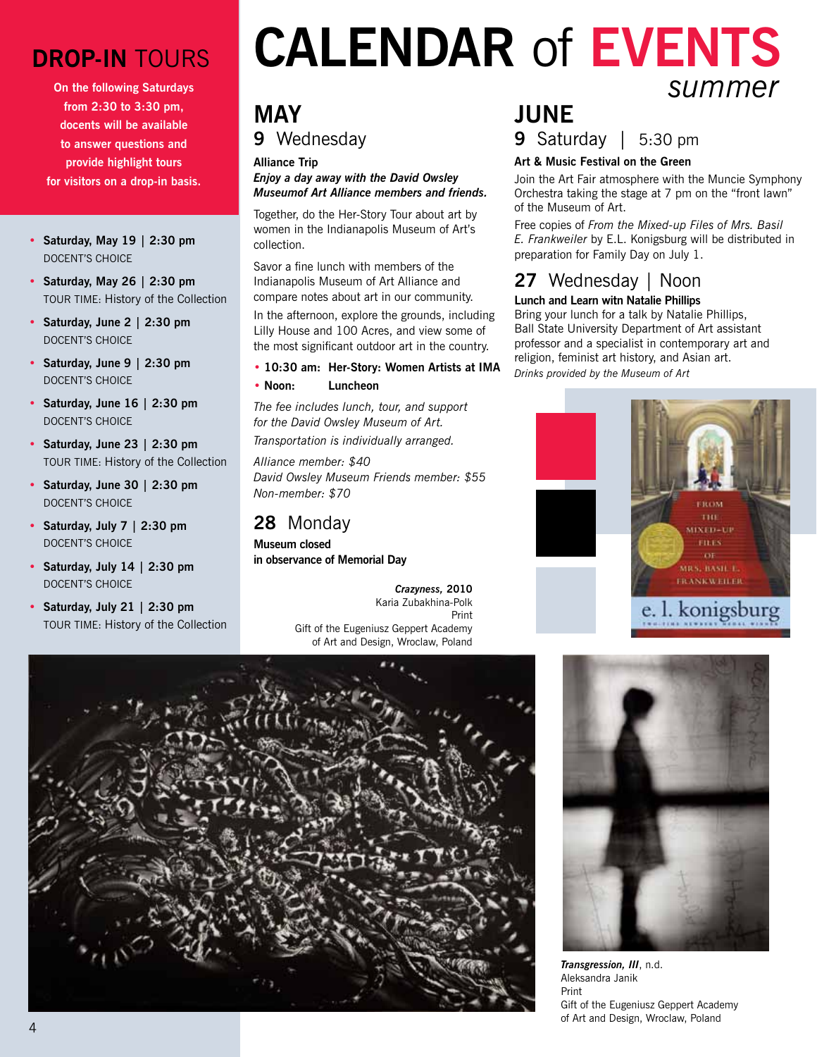# CALENDAR of EVENTS *summer*

## DROP-IN TOURS

**On the following Saturdays from 2:30 to 3:30 pm, docents will be available to answer questions and provide highlight tours for visitors on a drop-in basis.**

- **Saturday, May 19 | 2:30 pm**
  DOCENT'S CHOICE
- **Saturday, May 26 | 2:30 pm**
  TOUR TIME: History of the Collection
- **Saturday, June 2 | 2:30 pm**
  DOCENT'S CHOICE
- **Saturday, June 9 | 2:30 pm**
  DOCENT'S CHOICE
- **Saturday, June 16 | 2:30 pm**
  DOCENT'S CHOICE
- **Saturday, June 23 | 2:30 pm**
  TOUR TIME: History of the Collection
- **Saturday, June 30 | 2:30 pm**
  DOCENT'S CHOICE
- **Saturday, July 7 | 2:30 pm**
  DOCENT'S CHOICE
- **Saturday, July 14 | 2:30 pm**
  DOCENT'S CHOICE
- **Saturday, July 21 | 2:30 pm**
  TOUR TIME: History of the Collection

## MAY

### 9 Wednesday

**Alliance Trip**
***Enjoy a day away with the David Owsley Museumof Art Alliance members and friends.***

Together, do the Her-Story Tour about art by women in the Indianapolis Museum of Art's collection.

Savor a fine lunch with members of the Indianapolis Museum of Art Alliance and compare notes about art in our community.

In the afternoon, explore the grounds, including Lilly House and 100 Acres, and view some of the most significant outdoor art in the country.

- **10:30 am: Her-Story: Women Artists at IMA**
- **Noon: Luncheon**

*The fee includes lunch, tour, and support for the David Owsley Museum of Art.*

*Transportation is individually arranged.*

*Alliance member: $40*
*David Owsley Museum Friends member: $55*
*Non-member: $70*

### 28 Monday

**Museum closed in observance of Memorial Day**

## JUNE

### 9 Saturday | 5:30 pm

**Art & Music Festival on the Green**

Join the Art Fair atmosphere with the Muncie Symphony Orchestra taking the stage at 7 pm on the "front lawn" of the Museum of Art.

Free copies of *From the Mixed-up Files of Mrs. Basil E. Frankweiler* by E.L. Konigsburg will be distributed in preparation for Family Day on July 1.

### 27 Wednesday | Noon

**Lunch and Learn witn Natalie Phillips**
Bring your lunch for a talk by Natalie Phillips, Ball State University Department of Art assistant professor and a specialist in contemporary art and religion, feminist art history, and Asian art.
*Drinks provided by the Museum of Art*

***Crazyness,*** **2010**
Karia Zubakhina-Polk
Print
Gift of the Eugeniusz Geppert Academy of Art and Design, Wroclaw, Poland

***Transgression, III***, n.d.
Aleksandra Janik
Print
Gift of the Eugeniusz Geppert Academy of Art and Design, Wroclaw, Poland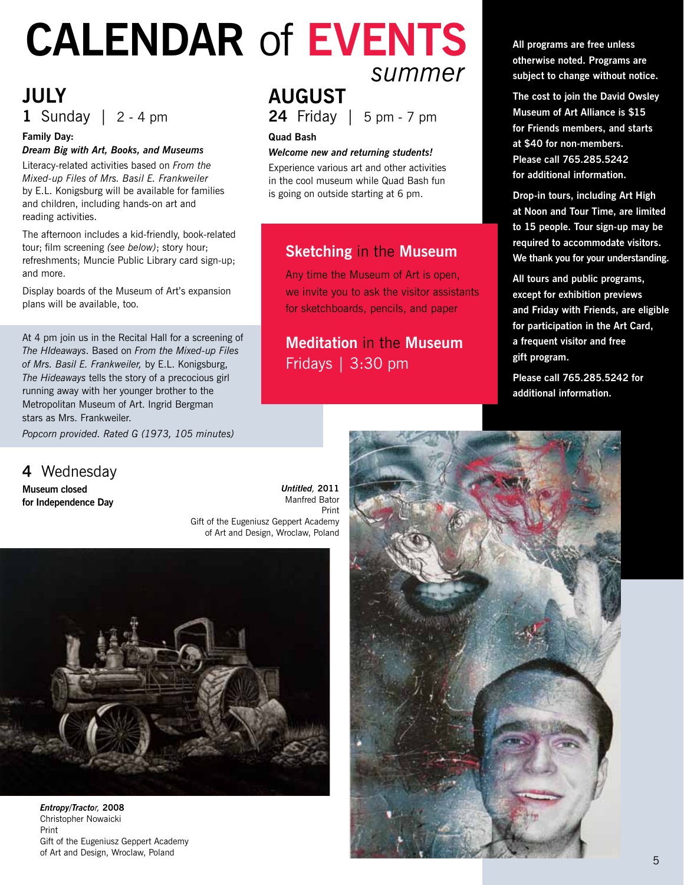# CALENDAR of EVENTS

*summer*

## JULY

### 1 Sunday | 2 - 4 pm

**Family Day:**
***Dream Big with Art, Books, and Museums***

Literacy-related activities based on *From the Mixed-up Files of Mrs. Basil E. Frankweiler* by E.L. Konigsburg will be available for families and children, including hands-on art and reading activities.

The afternoon includes a kid-friendly, book-related tour; film screening *(see below)*; story hour; refreshments; Muncie Public Library card sign-up; and more.

Display boards of the Museum of Art's expansion plans will be available, too.

At 4 pm join us in the Recital Hall for a screening of *The HIdeaways*. Based on *From the Mixed-up Files of Mrs. Basil E. Frankweiler,* by E.L. Konigsburg, *The Hideaways* tells the story of a precocious girl running away with her younger brother to the Metropolitan Museum of Art. Ingrid Bergman stars as Mrs. Frankweiler.

*Popcorn provided. Rated G (1973, 105 minutes)*

### 4 Wednesday

**Museum closed for Independence Day**

## AUGUST

### 24 Friday | 5 pm - 7 pm

**Quad Bash**

***Welcome new and returning students!***

Experience various art and other activities in the cool museum while Quad Bash fun is going on outside starting at 6 pm.

## Sketching in the Museum

Any time the Museum of Art is open, we invite you to ask the visitor assistants for sketchboards, pencils, and paper

## Meditation in the Museum

Fridays | 3:30 pm

**All programs are free unless otherwise noted. Programs are subject to change without notice.**

**The cost to join the David Owsley Museum of Art Alliance is $15 for Friends members, and starts at $40 for non-members. Please call 765.285.5242 for additional information.**

**Drop-in tours, including Art High at Noon and Tour Time, are limited to 15 people. Tour sign-up may be required to accommodate visitors. We thank you for your understanding.**

**All tours and public programs, except for exhibition previews and Friday with Friends, are eligible for participation in the Art Card, a frequent visitor and free gift program.**

**Please call 765.285.5242 for additional information.**

***Untitled*, 2011**
Manfred Bator
Print
Gift of the Eugeniusz Geppert Academy of Art and Design, Wroclaw, Poland

***Entropy/Tractor*, 2008**
Christopher Nowaicki
Print
Gift of the Eugeniusz Geppert Academy of Art and Design, Wroclaw, Poland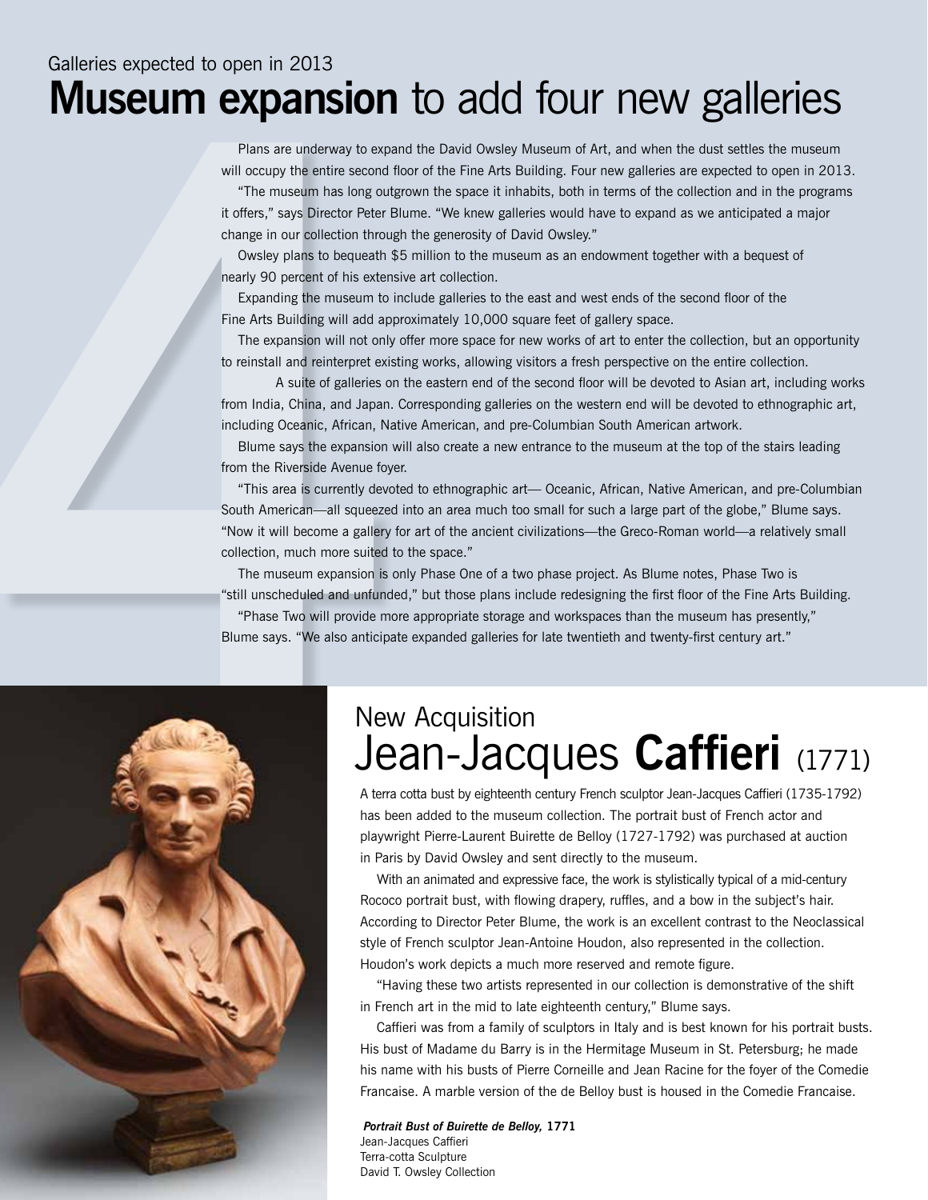Galleries expected to open in 2013

# **Museum expansion** to add four new galleries

Plans are underway to expand the David Owsley Museum of Art, and when the dust settles the museum will occupy the entire second floor of the Fine Arts Building. Four new galleries are expected to open in 2013.

"The museum has long outgrown the space it inhabits, both in terms of the collection and in the programs it offers," says Director Peter Blume. "We knew galleries would have to expand as we anticipated a major change in our collection through the generosity of David Owsley."

Owsley plans to bequeath $5 million to the museum as an endowment together with a bequest of nearly 90 percent of his extensive art collection.

Expanding the museum to include galleries to the east and west ends of the second floor of the Fine Arts Building will add approximately 10,000 square feet of gallery space.

The expansion will not only offer more space for new works of art to enter the collection, but an opportunity to reinstall and reinterpret existing works, allowing visitors a fresh perspective on the entire collection.

A suite of galleries on the eastern end of the second floor will be devoted to Asian art, including works from India, China, and Japan. Corresponding galleries on the western end will be devoted to ethnographic art, including Oceanic, African, Native American, and pre-Columbian South American artwork.

Blume says the expansion will also create a new entrance to the museum at the top of the stairs leading from the Riverside Avenue foyer.

"This area is currently devoted to ethnographic art— Oceanic, African, Native American, and pre-Columbian South American—all squeezed into an area much too small for such a large part of the globe," Blume says. "Now it will become a gallery for art of the ancient civilizations—the Greco-Roman world—a relatively small collection, much more suited to the space."

The museum expansion is only Phase One of a two phase project. As Blume notes, Phase Two is "still unscheduled and unfunded," but those plans include redesigning the first floor of the Fine Arts Building.

"Phase Two will provide more appropriate storage and workspaces than the museum has presently," Blume says. "We also anticipate expanded galleries for late twentieth and twenty-first century art."

New Acquisition

# Jean-Jacques **Caffieri** (1771)

A terra cotta bust by eighteenth century French sculptor Jean-Jacques Caffieri (1735-1792) has been added to the museum collection. The portrait bust of French actor and playwright Pierre-Laurent Buirette de Belloy (1727-1792) was purchased at auction in Paris by David Owsley and sent directly to the museum.

With an animated and expressive face, the work is stylistically typical of a mid-century Rococo portrait bust, with flowing drapery, ruffles, and a bow in the subject's hair. According to Director Peter Blume, the work is an excellent contrast to the Neoclassical style of French sculptor Jean-Antoine Houdon, also represented in the collection. Houdon's work depicts a much more reserved and remote figure.

"Having these two artists represented in our collection is demonstrative of the shift in French art in the mid to late eighteenth century," Blume says.

Caffieri was from a family of sculptors in Italy and is best known for his portrait busts. His bust of Madame du Barry is in the Hermitage Museum in St. Petersburg; he made his name with his busts of Pierre Corneille and Jean Racine for the foyer of the Comedie Francaise. A marble version of the de Belloy bust is housed in the Comedie Francaise.

***Portrait Bust of Buirette de Belloy,*** **1771**
Jean-Jacques Caffieri
Terra-cotta Sculpture
David T. Owsley Collection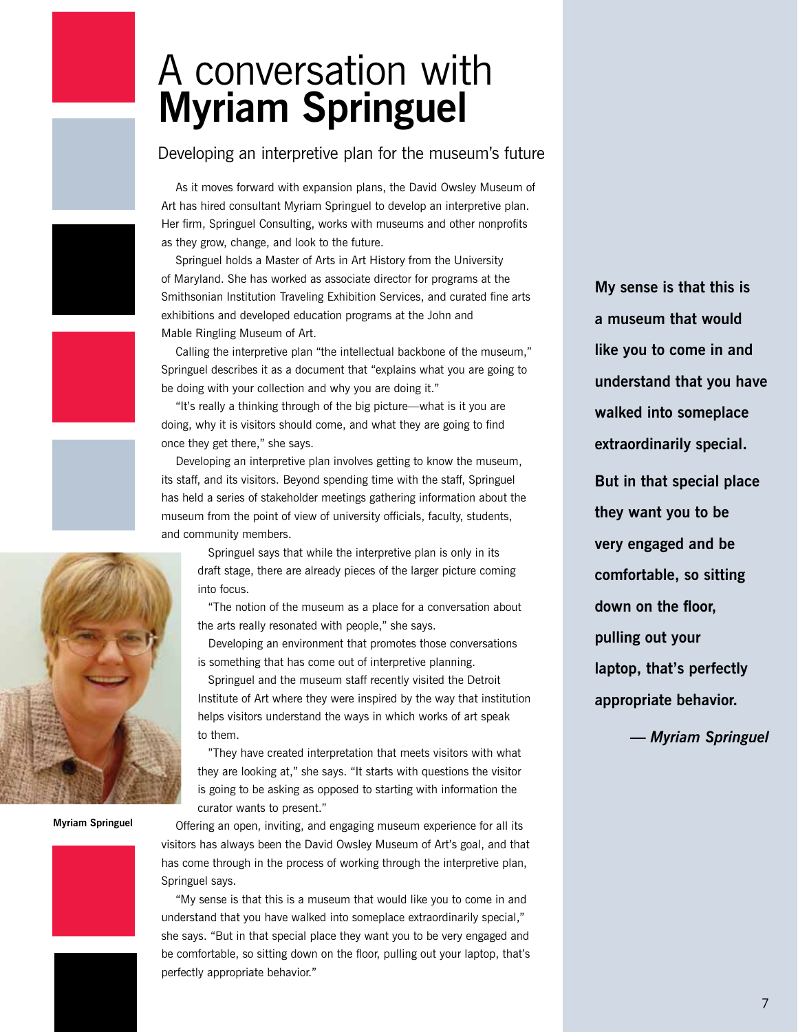# A conversation with **Myriam Springuel**

## Developing an interpretive plan for the museum's future

As it moves forward with expansion plans, the David Owsley Museum of Art has hired consultant Myriam Springuel to develop an interpretive plan. Her firm, Springuel Consulting, works with museums and other nonprofits as they grow, change, and look to the future.

Springuel holds a Master of Arts in Art History from the University of Maryland. She has worked as associate director for programs at the Smithsonian Institution Traveling Exhibition Services, and curated fine arts exhibitions and developed education programs at the John and Mable Ringling Museum of Art.

Calling the interpretive plan "the intellectual backbone of the museum," Springuel describes it as a document that "explains what you are going to be doing with your collection and why you are doing it."

"It's really a thinking through of the big picture—what is it you are doing, why it is visitors should come, and what they are going to find once they get there," she says.

Developing an interpretive plan involves getting to know the museum, its staff, and its visitors. Beyond spending time with the staff, Springuel has held a series of stakeholder meetings gathering information about the museum from the point of view of university officials, faculty, students, and community members.

**Myriam Springuel**

Springuel says that while the interpretive plan is only in its draft stage, there are already pieces of the larger picture coming into focus.

"The notion of the museum as a place for a conversation about the arts really resonated with people," she says.

Developing an environment that promotes those conversations is something that has come out of interpretive planning.

Springuel and the museum staff recently visited the Detroit Institute of Art where they were inspired by the way that institution helps visitors understand the ways in which works of art speak to them.

"They have created interpretation that meets visitors with what they are looking at," she says. "It starts with questions the visitor is going to be asking as opposed to starting with information the curator wants to present."

Offering an open, inviting, and engaging museum experience for all its visitors has always been the David Owsley Museum of Art's goal, and that has come through in the process of working through the interpretive plan, Springuel says.

"My sense is that this is a museum that would like you to come in and understand that you have walked into someplace extraordinarily special," she says. "But in that special place they want you to be very engaged and be comfortable, so sitting down on the floor, pulling out your laptop, that's perfectly appropriate behavior."

> **My sense is that this is a museum that would like you to come in and understand that you have walked into someplace extraordinarily special. But in that special place they want you to be very engaged and be comfortable, so sitting down on the floor, pulling out your laptop, that's perfectly appropriate behavior.**
>
> ***— Myriam Springuel***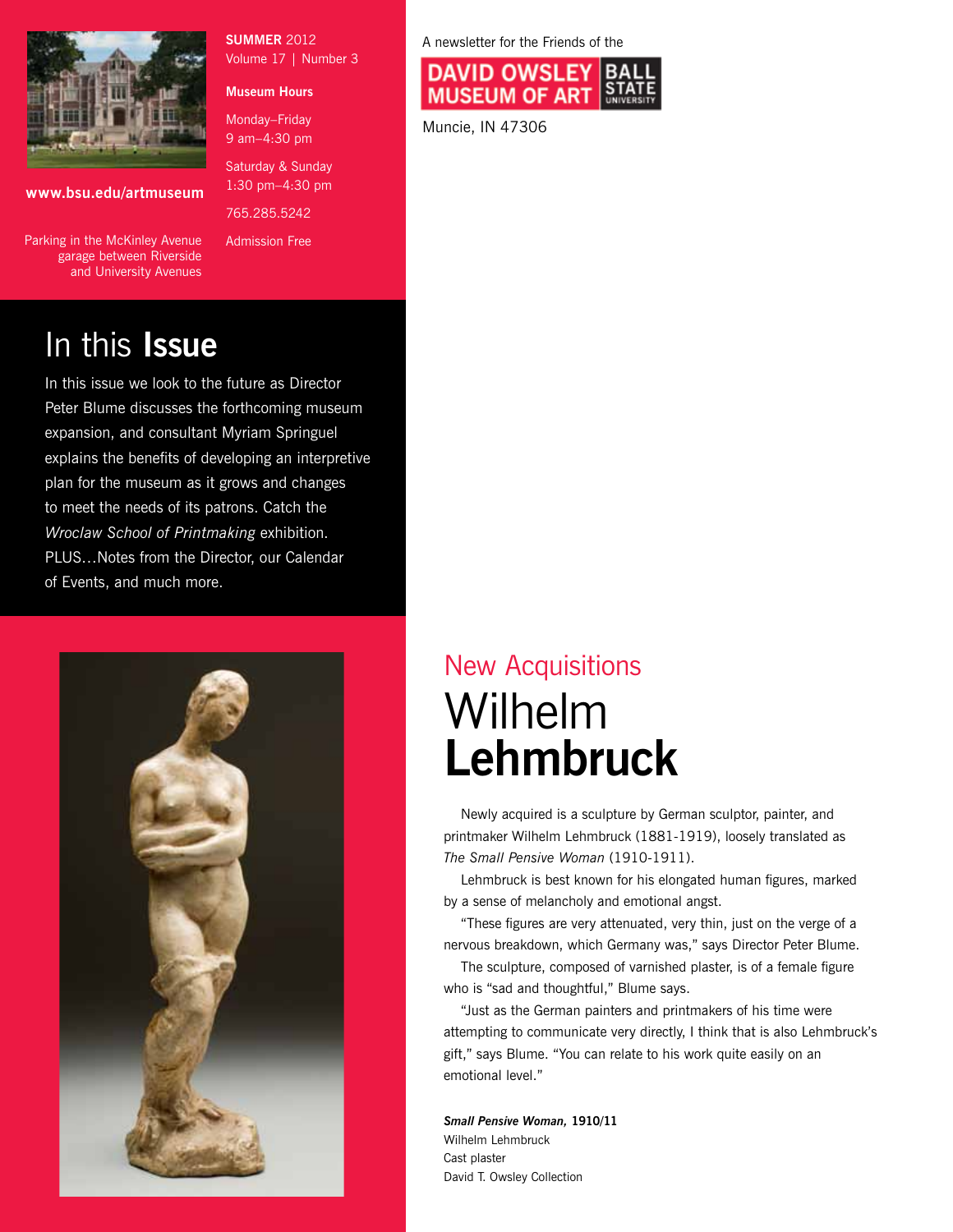**SUMMER** 2012
Volume 17 | Number 3

**Museum Hours**

Monday–Friday
9 am–4:30 pm

Saturday & Sunday
1:30 pm–4:30 pm

765.285.5242

Admission Free

**www.bsu.edu/artmuseum**

Parking in the McKinley Avenue garage between Riverside and University Avenues

A newsletter for the Friends of the

DAVID OWSLEY MUSEUM OF ART | BALL STATE UNIVERSITY

Muncie, IN 47306

# In this **Issue**

In this issue we look to the future as Director Peter Blume discusses the forthcoming museum expansion, and consultant Myriam Springuel explains the benefits of developing an interpretive plan for the museum as it grows and changes to meet the needs of its patrons. Catch the *Wroclaw School of Printmaking* exhibition. PLUS…Notes from the Director, our Calendar of Events, and much more.

## New Acquisitions

# Wilhelm **Lehmbruck**

Newly acquired is a sculpture by German sculptor, painter, and printmaker Wilhelm Lehmbruck (1881-1919), loosely translated as *The Small Pensive Woman* (1910-1911).

Lehmbruck is best known for his elongated human figures, marked by a sense of melancholy and emotional angst.

"These figures are very attenuated, very thin, just on the verge of a nervous breakdown, which Germany was," says Director Peter Blume.

The sculpture, composed of varnished plaster, is of a female figure who is "sad and thoughtful," Blume says.

"Just as the German painters and printmakers of his time were attempting to communicate very directly, I think that is also Lehmbruck's gift," says Blume. "You can relate to his work quite easily on an emotional level."

***Small Pensive Woman,*** **1910/11**
Wilhelm Lehmbruck
Cast plaster
David T. Owsley Collection